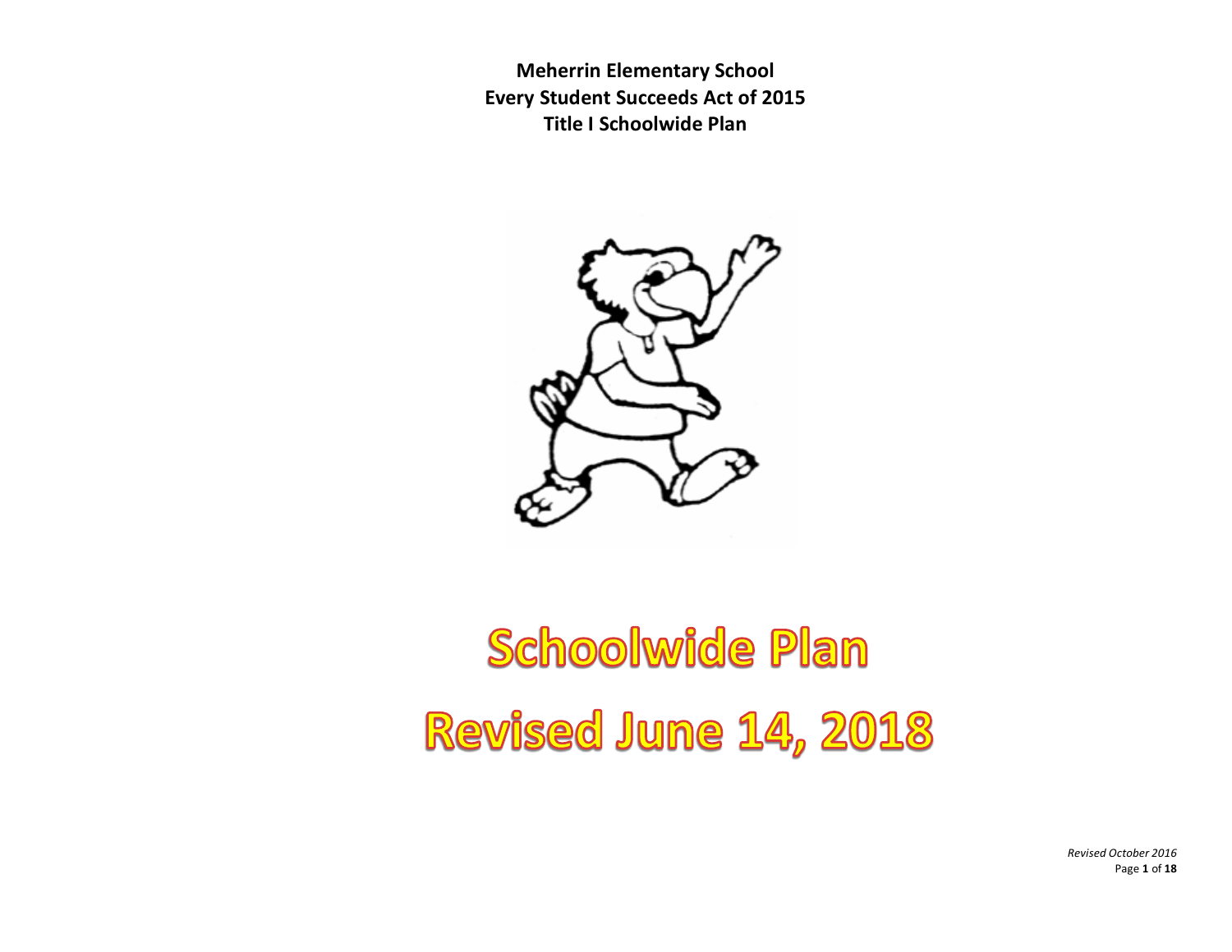**Meherrin Elementary School**
**Every Student Succeeds Act of 2015**
**Title I Schoolwide Plan**

# Schoolwide Plan

# Revised June 14, 2018

*Revised October 2016*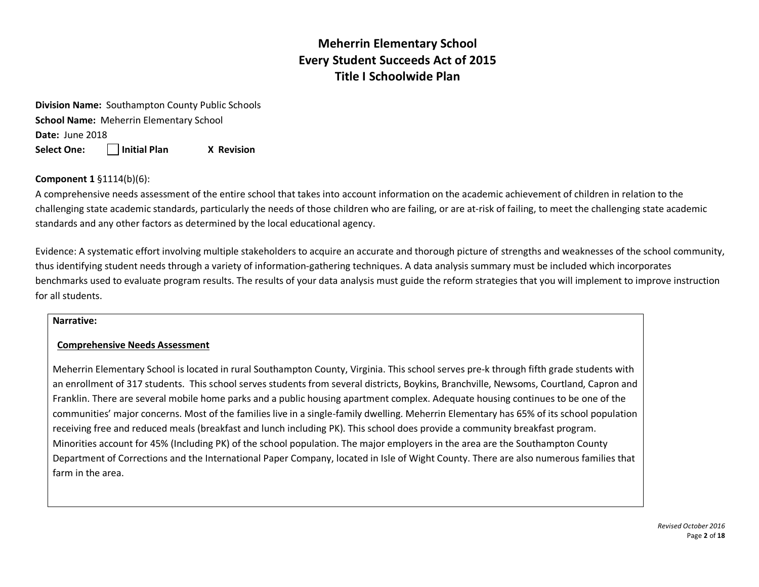# Meherrin Elementary School
# Every Student Succeeds Act of 2015
# Title I Schoolwide Plan

**Division Name:** Southampton County Public Schools
**School Name:** Meherrin Elementary School
**Date:** June 2018
**Select One:** ☐ **Initial Plan** **X Revision**

**Component 1** §1114(b)(6):
A comprehensive needs assessment of the entire school that takes into account information on the academic achievement of children in relation to the challenging state academic standards, particularly the needs of those children who are failing, or are at-risk of failing, to meet the challenging state academic standards and any other factors as determined by the local educational agency.

Evidence: A systematic effort involving multiple stakeholders to acquire an accurate and thorough picture of strengths and weaknesses of the school community, thus identifying student needs through a variety of information-gathering techniques. A data analysis summary must be included which incorporates benchmarks used to evaluate program results. The results of your data analysis must guide the reform strategies that you will implement to improve instruction for all students.

**Narrative:**

**Comprehensive Needs Assessment**

Meherrin Elementary School is located in rural Southampton County, Virginia. This school serves pre-k through fifth grade students with an enrollment of 317 students. This school serves students from several districts, Boykins, Branchville, Newsoms, Courtland, Capron and Franklin. There are several mobile home parks and a public housing apartment complex. Adequate housing continues to be one of the communities' major concerns. Most of the families live in a single-family dwelling. Meherrin Elementary has 65% of its school population receiving free and reduced meals (breakfast and lunch including PK). This school does provide a community breakfast program. Minorities account for 45% (Including PK) of the school population. The major employers in the area are the Southampton County Department of Corrections and the International Paper Company, located in Isle of Wight County. There are also numerous families that farm in the area.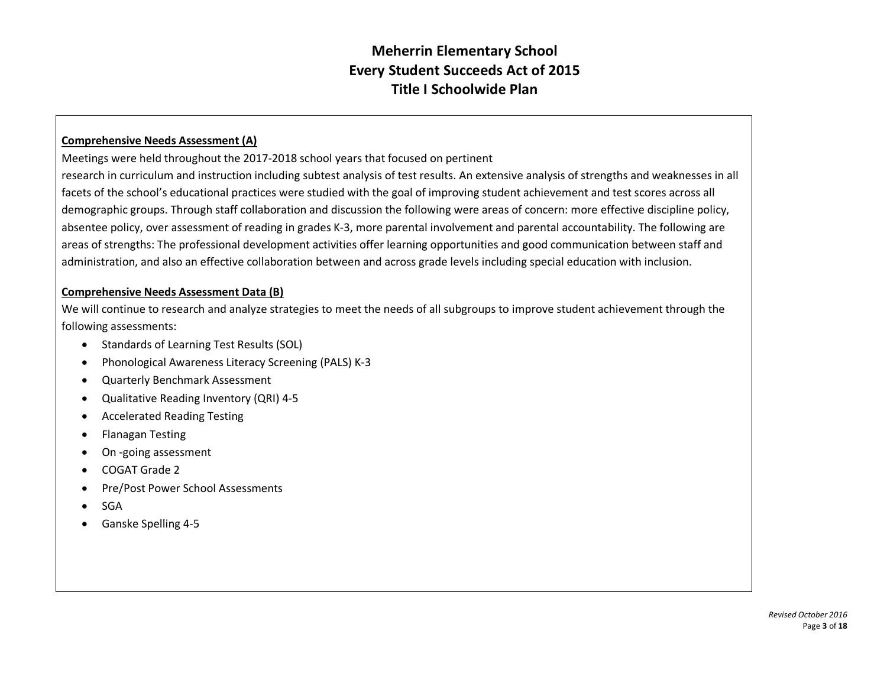# Meherrin Elementary School
# Every Student Succeeds Act of 2015
# Title I Schoolwide Plan

**Comprehensive Needs Assessment (A)**

Meetings were held throughout the 2017-2018 school years that focused on pertinent research in curriculum and instruction including subtest analysis of test results. An extensive analysis of strengths and weaknesses in all facets of the school's educational practices were studied with the goal of improving student achievement and test scores across all demographic groups. Through staff collaboration and discussion the following were areas of concern: more effective discipline policy, absentee policy, over assessment of reading in grades K-3, more parental involvement and parental accountability. The following are areas of strengths: The professional development activities offer learning opportunities and good communication between staff and administration, and also an effective collaboration between and across grade levels including special education with inclusion.

**Comprehensive Needs Assessment Data (B)**

We will continue to research and analyze strategies to meet the needs of all subgroups to improve student achievement through the following assessments:

- Standards of Learning Test Results (SOL)
- Phonological Awareness Literacy Screening (PALS) K-3
- Quarterly Benchmark Assessment
- Qualitative Reading Inventory (QRI) 4-5
- Accelerated Reading Testing
- Flanagan Testing
- On -going assessment
- COGAT Grade 2
- Pre/Post Power School Assessments
- SGA
- Ganske Spelling 4-5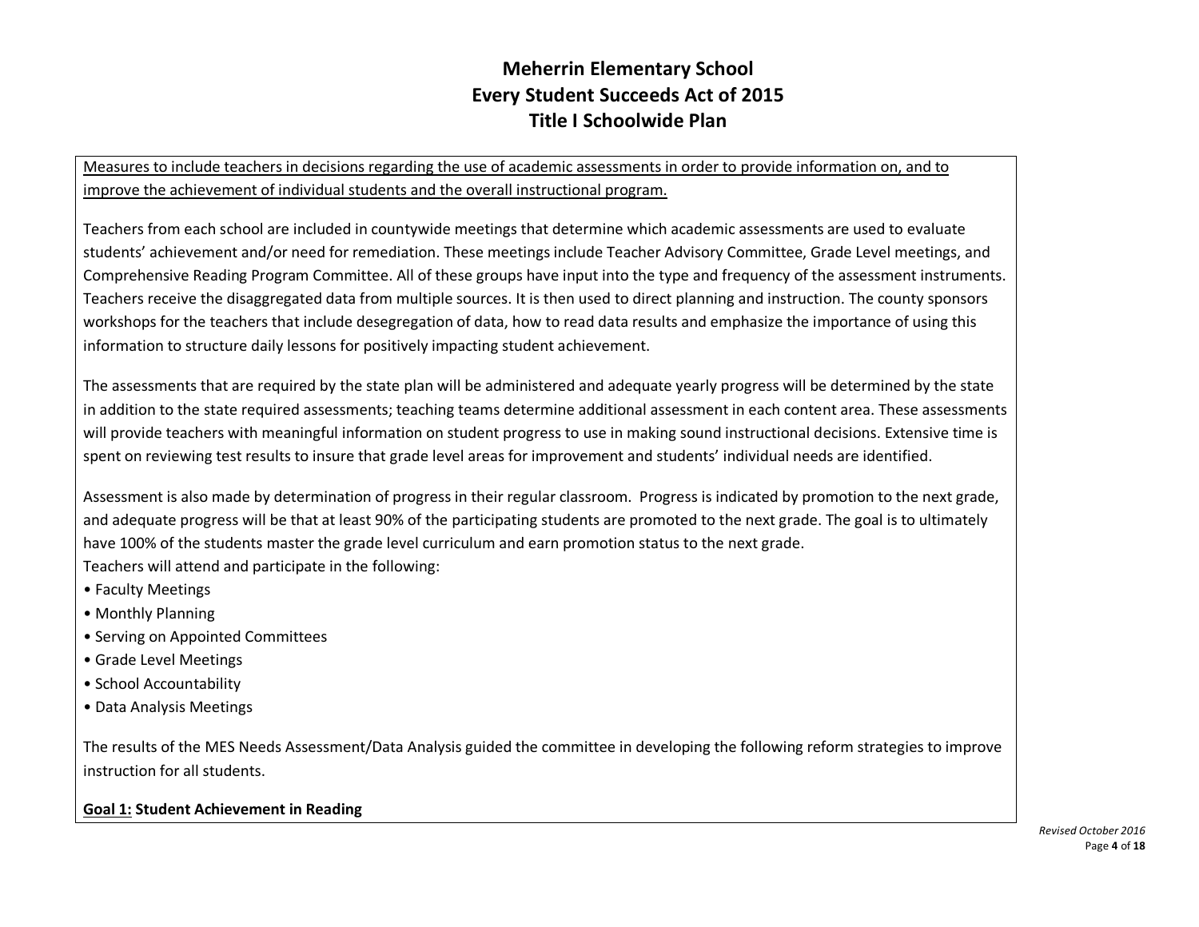# Meherrin Elementary School
# Every Student Succeeds Act of 2015
# Title I Schoolwide Plan

<u>Measures to include teachers in decisions regarding the use of academic assessments in order to provide information on, and to improve the achievement of individual students and the overall instructional program.</u>

Teachers from each school are included in countywide meetings that determine which academic assessments are used to evaluate students' achievement and/or need for remediation. These meetings include Teacher Advisory Committee, Grade Level meetings, and Comprehensive Reading Program Committee. All of these groups have input into the type and frequency of the assessment instruments. Teachers receive the disaggregated data from multiple sources. It is then used to direct planning and instruction. The county sponsors workshops for the teachers that include desegregation of data, how to read data results and emphasize the importance of using this information to structure daily lessons for positively impacting student achievement.

The assessments that are required by the state plan will be administered and adequate yearly progress will be determined by the state in addition to the state required assessments; teaching teams determine additional assessment in each content area. These assessments will provide teachers with meaningful information on student progress to use in making sound instructional decisions. Extensive time is spent on reviewing test results to insure that grade level areas for improvement and students' individual needs are identified.

Assessment is also made by determination of progress in their regular classroom. Progress is indicated by promotion to the next grade, and adequate progress will be that at least 90% of the participating students are promoted to the next grade. The goal is to ultimately have 100% of the students master the grade level curriculum and earn promotion status to the next grade.
Teachers will attend and participate in the following:

- Faculty Meetings
- Monthly Planning
- Serving on Appointed Committees
- Grade Level Meetings
- School Accountability
- Data Analysis Meetings

The results of the MES Needs Assessment/Data Analysis guided the committee in developing the following reform strategies to improve instruction for all students.

**<u>Goal 1:</u> Student Achievement in Reading**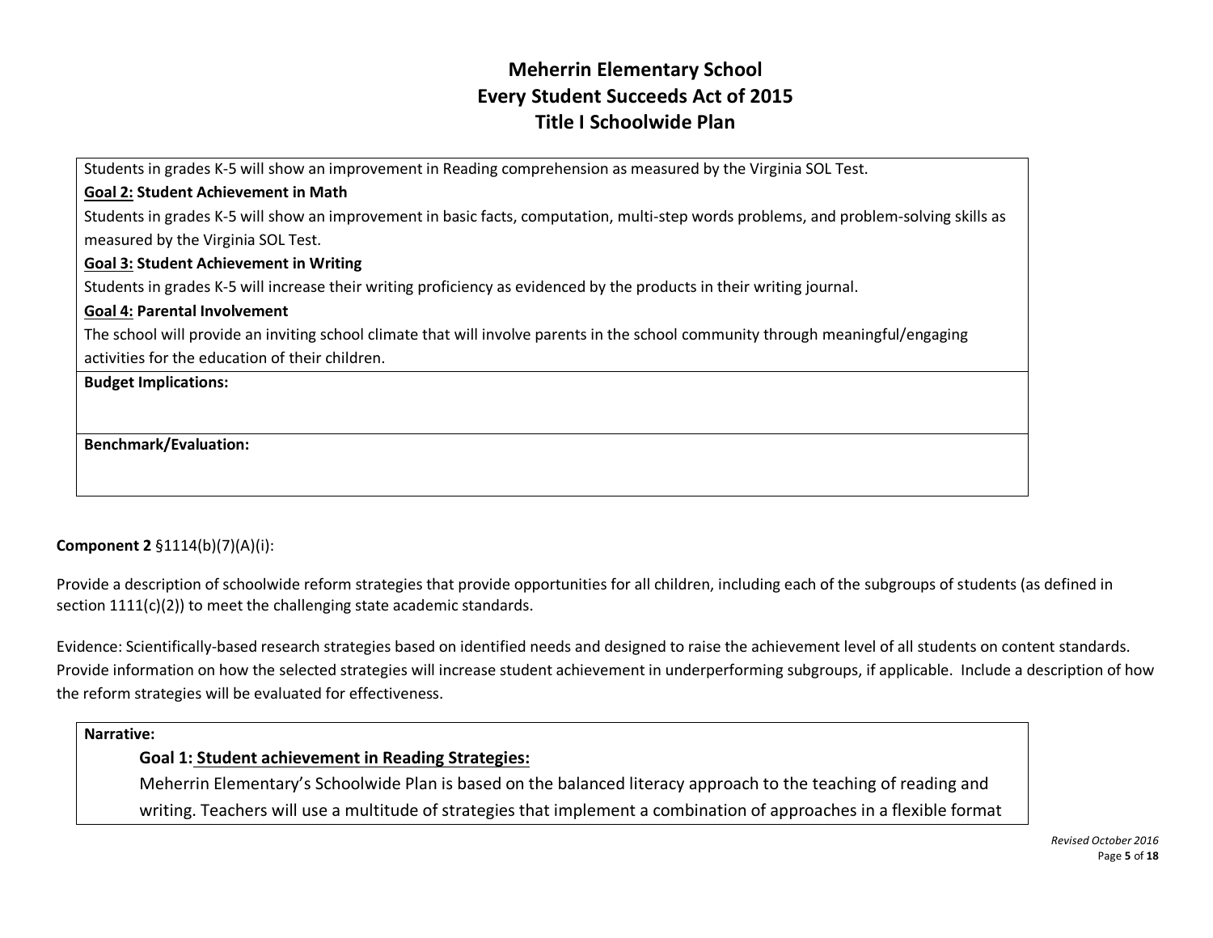# Meherrin Elementary School
# Every Student Succeeds Act of 2015
# Title I Schoolwide Plan

Students in grades K-5 will show an improvement in Reading comprehension as measured by the Virginia SOL Test.

**Goal 2: Student Achievement in Math**

Students in grades K-5 will show an improvement in basic facts, computation, multi-step words problems, and problem-solving skills as measured by the Virginia SOL Test.

**Goal 3: Student Achievement in Writing**

Students in grades K-5 will increase their writing proficiency as evidenced by the products in their writing journal.

**Goal 4: Parental Involvement**

The school will provide an inviting school climate that will involve parents in the school community through meaningful/engaging activities for the education of their children.

**Budget Implications:**

**Benchmark/Evaluation:**

**Component 2** §1114(b)(7)(A)(i):

Provide a description of schoolwide reform strategies that provide opportunities for all children, including each of the subgroups of students (as defined in section 1111(c)(2)) to meet the challenging state academic standards.

Evidence: Scientifically-based research strategies based on identified needs and designed to raise the achievement level of all students on content standards. Provide information on how the selected strategies will increase student achievement in underperforming subgroups, if applicable. Include a description of how the reform strategies will be evaluated for effectiveness.

**Narrative:**

**Goal 1: Student achievement in Reading Strategies:**

Meherrin Elementary's Schoolwide Plan is based on the balanced literacy approach to the teaching of reading and writing. Teachers will use a multitude of strategies that implement a combination of approaches in a flexible format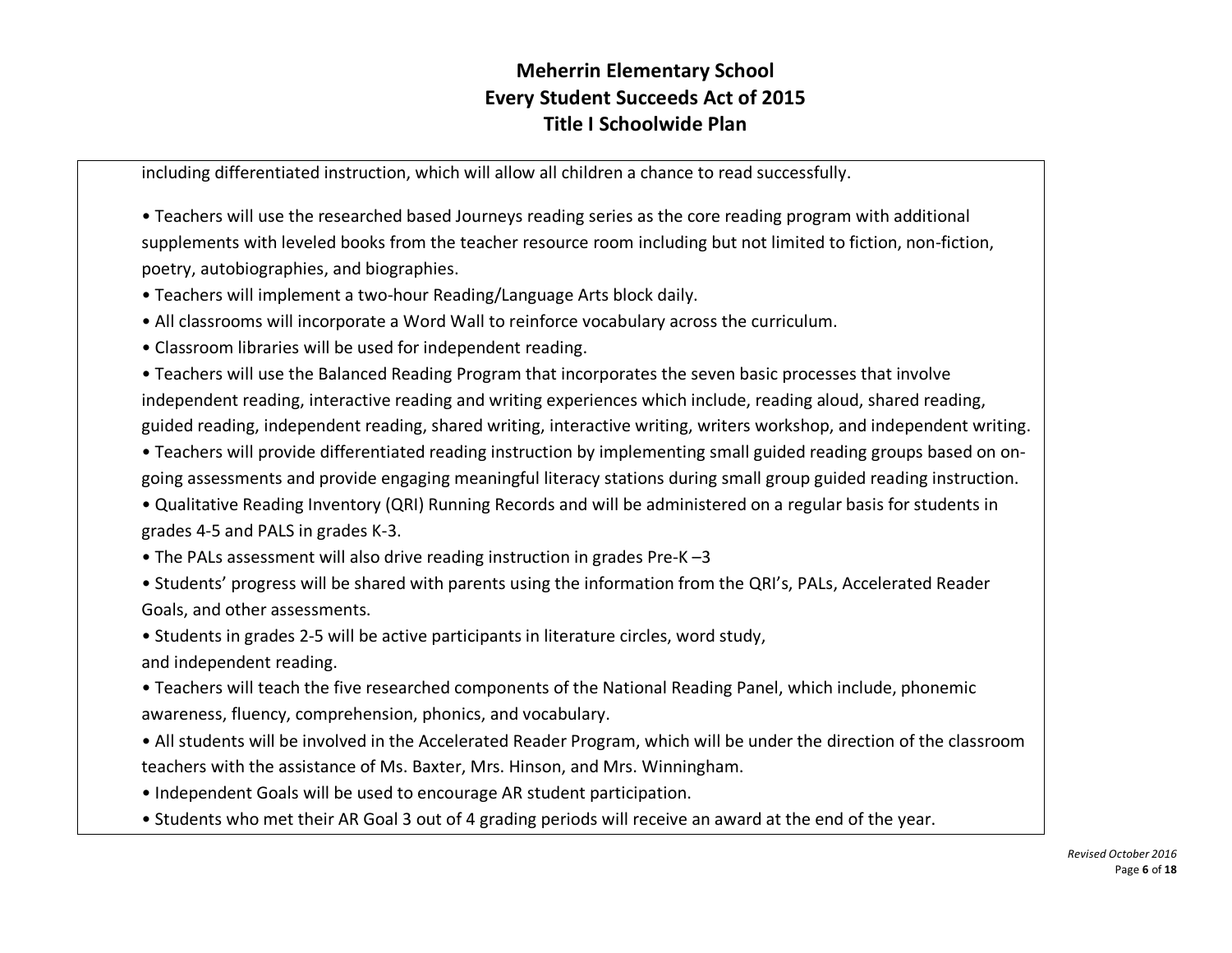including differentiated instruction, which will allow all children a chance to read successfully.

- Teachers will use the researched based Journeys reading series as the core reading program with additional supplements with leveled books from the teacher resource room including but not limited to fiction, non-fiction, poetry, autobiographies, and biographies.
- Teachers will implement a two-hour Reading/Language Arts block daily.
- All classrooms will incorporate a Word Wall to reinforce vocabulary across the curriculum.
- Classroom libraries will be used for independent reading.
- Teachers will use the Balanced Reading Program that incorporates the seven basic processes that involve independent reading, interactive reading and writing experiences which include, reading aloud, shared reading, guided reading, independent reading, shared writing, interactive writing, writers workshop, and independent writing.
- Teachers will provide differentiated reading instruction by implementing small guided reading groups based on on-going assessments and provide engaging meaningful literacy stations during small group guided reading instruction.
- Qualitative Reading Inventory (QRI) Running Records and will be administered on a regular basis for students in grades 4-5 and PALS in grades K-3.
- The PALs assessment will also drive reading instruction in grades Pre-K –3
- Students' progress will be shared with parents using the information from the QRI's, PALs, Accelerated Reader Goals, and other assessments.
- Students in grades 2-5 will be active participants in literature circles, word study, and independent reading.
- Teachers will teach the five researched components of the National Reading Panel, which include, phonemic awareness, fluency, comprehension, phonics, and vocabulary.
- All students will be involved in the Accelerated Reader Program, which will be under the direction of the classroom teachers with the assistance of Ms. Baxter, Mrs. Hinson, and Mrs. Winningham.
- Independent Goals will be used to encourage AR student participation.
- Students who met their AR Goal 3 out of 4 grading periods will receive an award at the end of the year.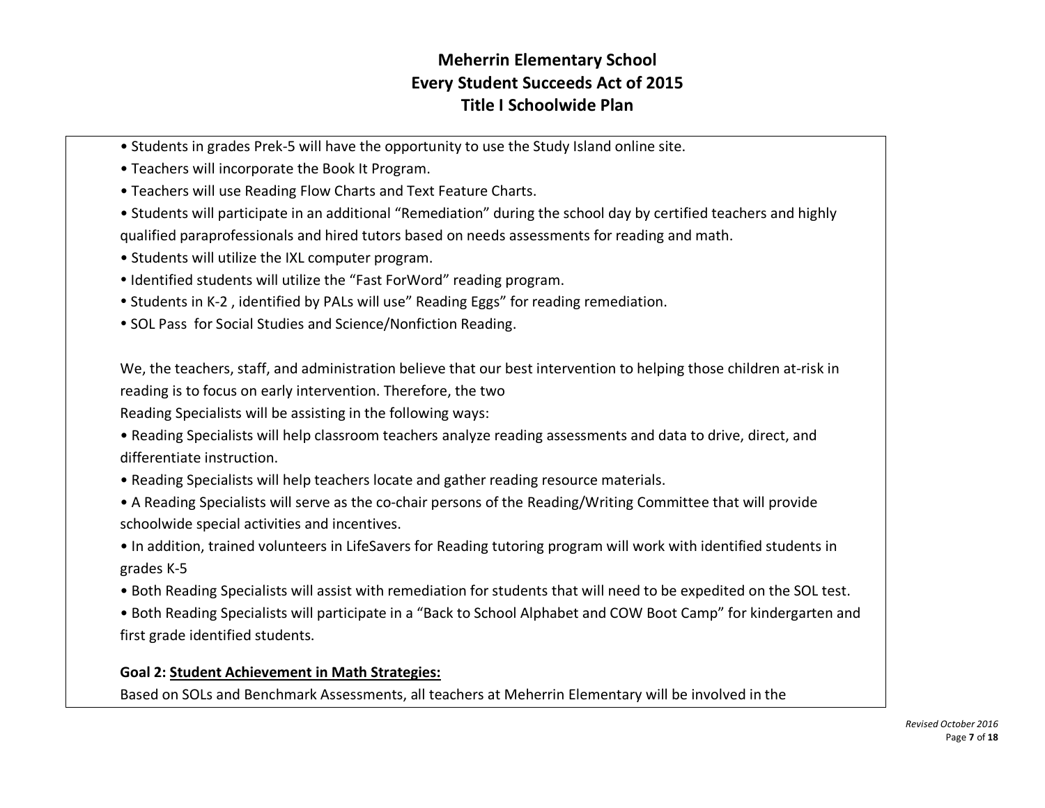- Students in grades Prek-5 will have the opportunity to use the Study Island online site.
- Teachers will incorporate the Book It Program.
- Teachers will use Reading Flow Charts and Text Feature Charts.
- Students will participate in an additional "Remediation" during the school day by certified teachers and highly qualified paraprofessionals and hired tutors based on needs assessments for reading and math.
- Students will utilize the IXL computer program.
- Identified students will utilize the "Fast ForWord" reading program.
- Students in K-2 , identified by PALs will use" Reading Eggs" for reading remediation.
- SOL Pass for Social Studies and Science/Nonfiction Reading.

We, the teachers, staff, and administration believe that our best intervention to helping those children at-risk in reading is to focus on early intervention. Therefore, the two
Reading Specialists will be assisting in the following ways:

- Reading Specialists will help classroom teachers analyze reading assessments and data to drive, direct, and differentiate instruction.
- Reading Specialists will help teachers locate and gather reading resource materials.
- A Reading Specialists will serve as the co-chair persons of the Reading/Writing Committee that will provide schoolwide special activities and incentives.
- In addition, trained volunteers in LifeSavers for Reading tutoring program will work with identified students in grades K-5
- Both Reading Specialists will assist with remediation for students that will need to be expedited on the SOL test.
- Both Reading Specialists will participate in a "Back to School Alphabet and COW Boot Camp" for kindergarten and first grade identified students.

**Goal 2: Student Achievement in Math Strategies:**

Based on SOLs and Benchmark Assessments, all teachers at Meherrin Elementary will be involved in the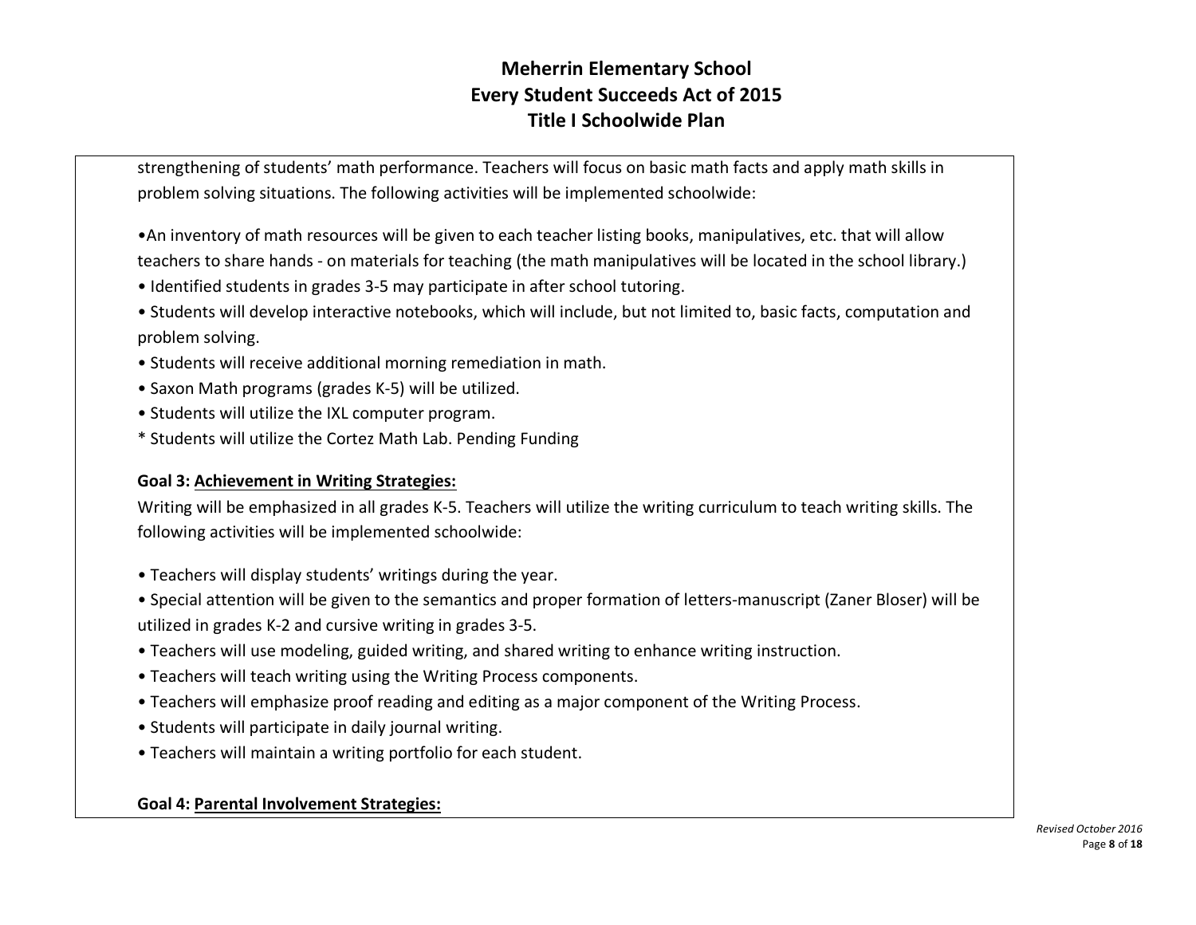strengthening of students' math performance. Teachers will focus on basic math facts and apply math skills in problem solving situations. The following activities will be implemented schoolwide:

•An inventory of math resources will be given to each teacher listing books, manipulatives, etc. that will allow teachers to share hands - on materials for teaching (the math manipulatives will be located in the school library.)
• Identified students in grades 3-5 may participate in after school tutoring.
• Students will develop interactive notebooks, which will include, but not limited to, basic facts, computation and problem solving.
• Students will receive additional morning remediation in math.
• Saxon Math programs (grades K-5) will be utilized.
• Students will utilize the IXL computer program.
* Students will utilize the Cortez Math Lab. Pending Funding

**Goal 3: <u>Achievement in Writing Strategies:</u>**
Writing will be emphasized in all grades K-5. Teachers will utilize the writing curriculum to teach writing skills. The following activities will be implemented schoolwide:

• Teachers will display students' writings during the year.
• Special attention will be given to the semantics and proper formation of letters-manuscript (Zaner Bloser) will be utilized in grades K-2 and cursive writing in grades 3-5.
• Teachers will use modeling, guided writing, and shared writing to enhance writing instruction.
• Teachers will teach writing using the Writing Process components.
• Teachers will emphasize proof reading and editing as a major component of the Writing Process.
• Students will participate in daily journal writing.
• Teachers will maintain a writing portfolio for each student.

**Goal 4: <u>Parental Involvement Strategies:</u>**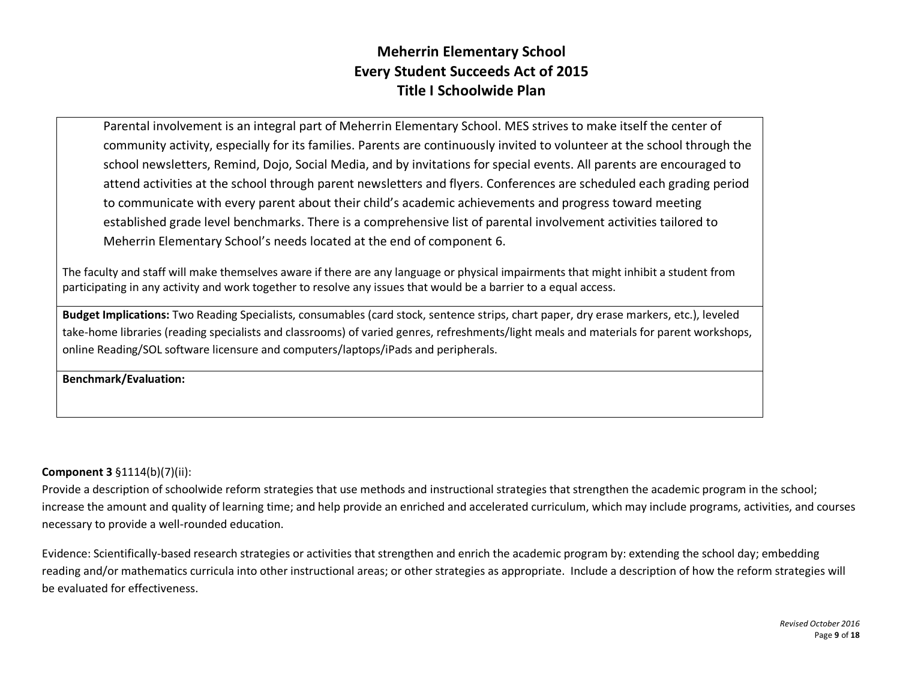# Meherrin Elementary School
# Every Student Succeeds Act of 2015
# Title I Schoolwide Plan

Parental involvement is an integral part of Meherrin Elementary School. MES strives to make itself the center of community activity, especially for its families. Parents are continuously invited to volunteer at the school through the school newsletters, Remind, Dojo, Social Media, and by invitations for special events. All parents are encouraged to attend activities at the school through parent newsletters and flyers. Conferences are scheduled each grading period to communicate with every parent about their child's academic achievements and progress toward meeting established grade level benchmarks. There is a comprehensive list of parental involvement activities tailored to Meherrin Elementary School's needs located at the end of component 6.

The faculty and staff will make themselves aware if there are any language or physical impairments that might inhibit a student from participating in any activity and work together to resolve any issues that would be a barrier to a equal access.

**Budget Implications:** Two Reading Specialists, consumables (card stock, sentence strips, chart paper, dry erase markers, etc.), leveled take-home libraries (reading specialists and classrooms) of varied genres, refreshments/light meals and materials for parent workshops, online Reading/SOL software licensure and computers/laptops/iPads and peripherals.

**Benchmark/Evaluation:**

**Component 3** §1114(b)(7)(ii):
Provide a description of schoolwide reform strategies that use methods and instructional strategies that strengthen the academic program in the school; increase the amount and quality of learning time; and help provide an enriched and accelerated curriculum, which may include programs, activities, and courses necessary to provide a well-rounded education.

Evidence: Scientifically-based research strategies or activities that strengthen and enrich the academic program by: extending the school day; embedding reading and/or mathematics curricula into other instructional areas; or other strategies as appropriate. Include a description of how the reform strategies will be evaluated for effectiveness.

*Revised October 2016*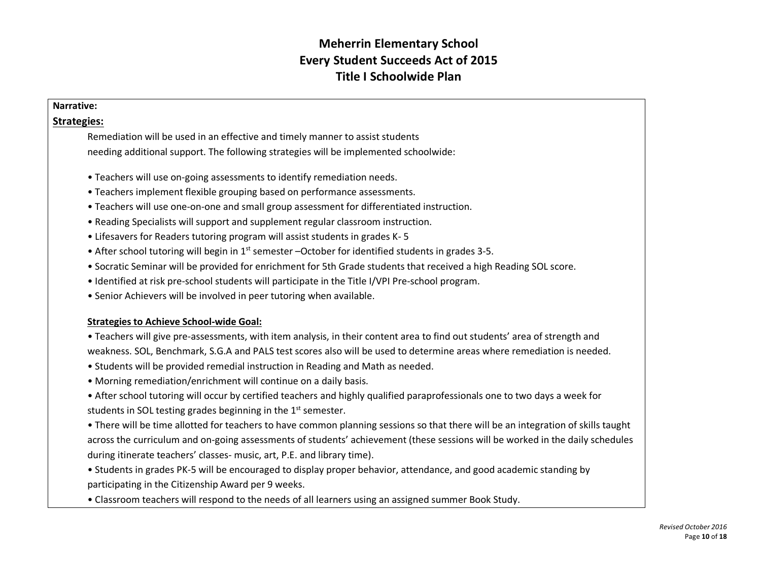# Meherrin Elementary School
# Every Student Succeeds Act of 2015
# Title I Schoolwide Plan

**Narrative:**

**Strategies:**

Remediation will be used in an effective and timely manner to assist students needing additional support. The following strategies will be implemented schoolwide:

- Teachers will use on-going assessments to identify remediation needs.
- Teachers implement flexible grouping based on performance assessments.
- Teachers will use one-on-one and small group assessment for differentiated instruction.
- Reading Specialists will support and supplement regular classroom instruction.
- Lifesavers for Readers tutoring program will assist students in grades K- 5
- After school tutoring will begin in 1st semester –October for identified students in grades 3-5.
- Socratic Seminar will be provided for enrichment for 5th Grade students that received a high Reading SOL score.
- Identified at risk pre-school students will participate in the Title I/VPI Pre-school program.
- Senior Achievers will be involved in peer tutoring when available.

**Strategies to Achieve School-wide Goal:**

- Teachers will give pre-assessments, with item analysis, in their content area to find out students' area of strength and weakness. SOL, Benchmark, S.G.A and PALS test scores also will be used to determine areas where remediation is needed.
- Students will be provided remedial instruction in Reading and Math as needed.
- Morning remediation/enrichment will continue on a daily basis.
- After school tutoring will occur by certified teachers and highly qualified paraprofessionals one to two days a week for students in SOL testing grades beginning in the 1st semester.
- There will be time allotted for teachers to have common planning sessions so that there will be an integration of skills taught across the curriculum and on-going assessments of students' achievement (these sessions will be worked in the daily schedules during itinerate teachers' classes- music, art, P.E. and library time).
- Students in grades PK-5 will be encouraged to display proper behavior, attendance, and good academic standing by participating in the Citizenship Award per 9 weeks.
- Classroom teachers will respond to the needs of all learners using an assigned summer Book Study.

*Revised October 2016*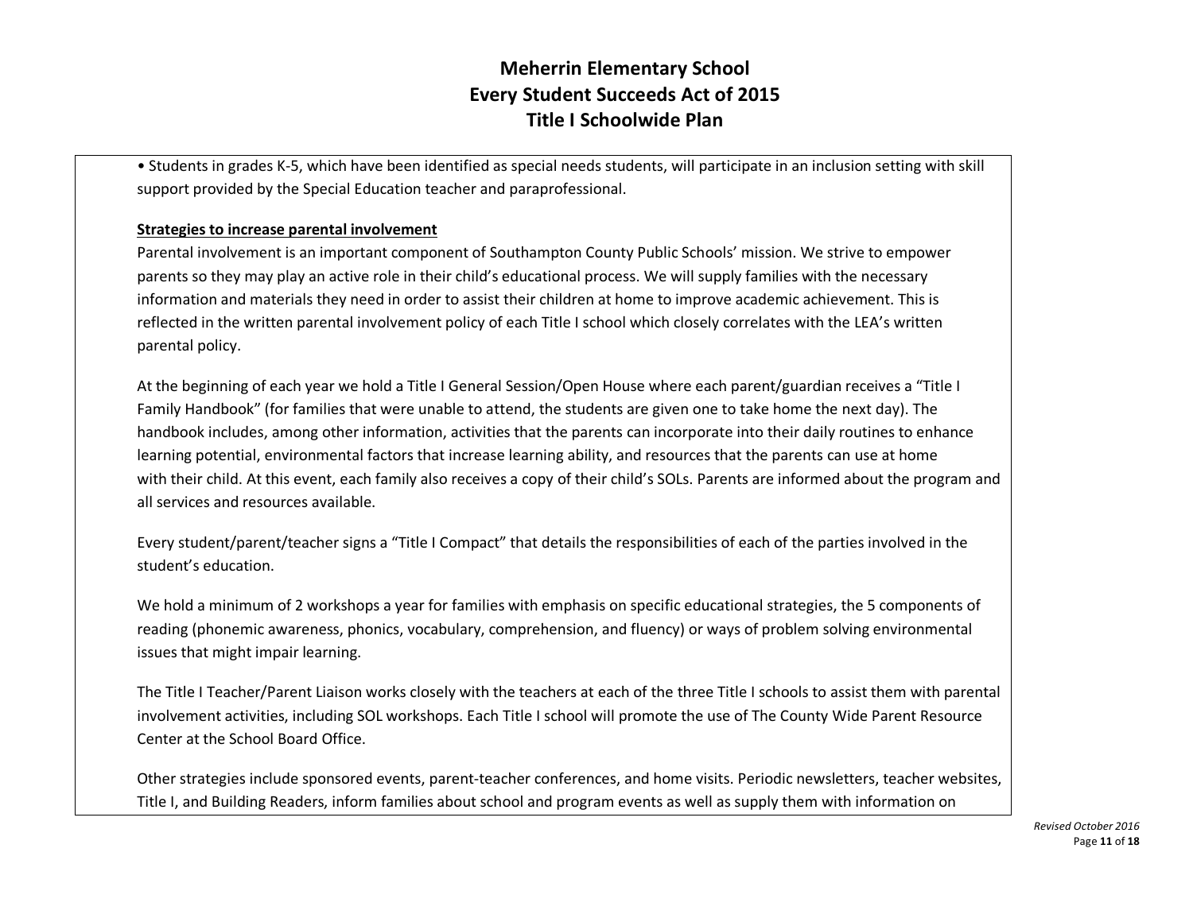• Students in grades K-5, which have been identified as special needs students, will participate in an inclusion setting with skill support provided by the Special Education teacher and paraprofessional.

**Strategies to increase parental involvement**

Parental involvement is an important component of Southampton County Public Schools' mission. We strive to empower parents so they may play an active role in their child's educational process. We will supply families with the necessary information and materials they need in order to assist their children at home to improve academic achievement. This is reflected in the written parental involvement policy of each Title I school which closely correlates with the LEA's written parental policy.

At the beginning of each year we hold a Title I General Session/Open House where each parent/guardian receives a "Title I Family Handbook" (for families that were unable to attend, the students are given one to take home the next day). The handbook includes, among other information, activities that the parents can incorporate into their daily routines to enhance learning potential, environmental factors that increase learning ability, and resources that the parents can use at home with their child. At this event, each family also receives a copy of their child's SOLs. Parents are informed about the program and all services and resources available.

Every student/parent/teacher signs a "Title I Compact" that details the responsibilities of each of the parties involved in the student's education.

We hold a minimum of 2 workshops a year for families with emphasis on specific educational strategies, the 5 components of reading (phonemic awareness, phonics, vocabulary, comprehension, and fluency) or ways of problem solving environmental issues that might impair learning.

The Title I Teacher/Parent Liaison works closely with the teachers at each of the three Title I schools to assist them with parental involvement activities, including SOL workshops. Each Title I school will promote the use of The County Wide Parent Resource Center at the School Board Office.

Other strategies include sponsored events, parent-teacher conferences, and home visits. Periodic newsletters, teacher websites, Title I, and Building Readers, inform families about school and program events as well as supply them with information on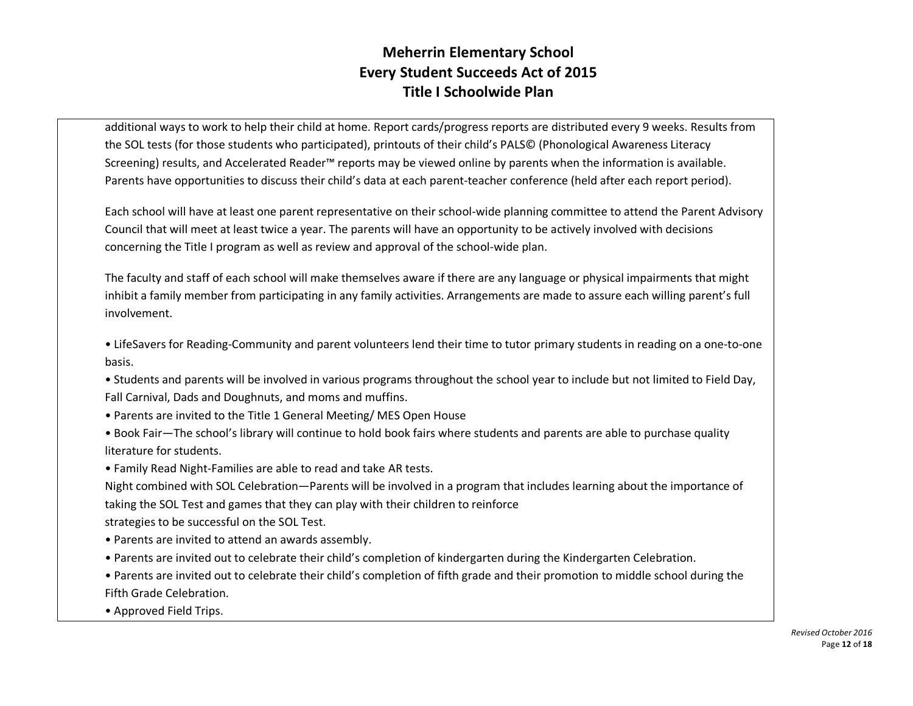additional ways to work to help their child at home. Report cards/progress reports are distributed every 9 weeks. Results from the SOL tests (for those students who participated), printouts of their child's PALS© (Phonological Awareness Literacy Screening) results, and Accelerated Reader™ reports may be viewed online by parents when the information is available. Parents have opportunities to discuss their child's data at each parent-teacher conference (held after each report period).

Each school will have at least one parent representative on their school-wide planning committee to attend the Parent Advisory Council that will meet at least twice a year. The parents will have an opportunity to be actively involved with decisions concerning the Title I program as well as review and approval of the school-wide plan.

The faculty and staff of each school will make themselves aware if there are any language or physical impairments that might inhibit a family member from participating in any family activities. Arrangements are made to assure each willing parent's full involvement.

• LifeSavers for Reading-Community and parent volunteers lend their time to tutor primary students in reading on a one-to-one basis.
• Students and parents will be involved in various programs throughout the school year to include but not limited to Field Day, Fall Carnival, Dads and Doughnuts, and moms and muffins.
• Parents are invited to the Title 1 General Meeting/ MES Open House
• Book Fair—The school's library will continue to hold book fairs where students and parents are able to purchase quality literature for students.
• Family Read Night-Families are able to read and take AR tests.
Night combined with SOL Celebration—Parents will be involved in a program that includes learning about the importance of taking the SOL Test and games that they can play with their children to reinforce
strategies to be successful on the SOL Test.
• Parents are invited to attend an awards assembly.
• Parents are invited out to celebrate their child's completion of kindergarten during the Kindergarten Celebration.
• Parents are invited out to celebrate their child's completion of fifth grade and their promotion to middle school during the Fifth Grade Celebration.
• Approved Field Trips.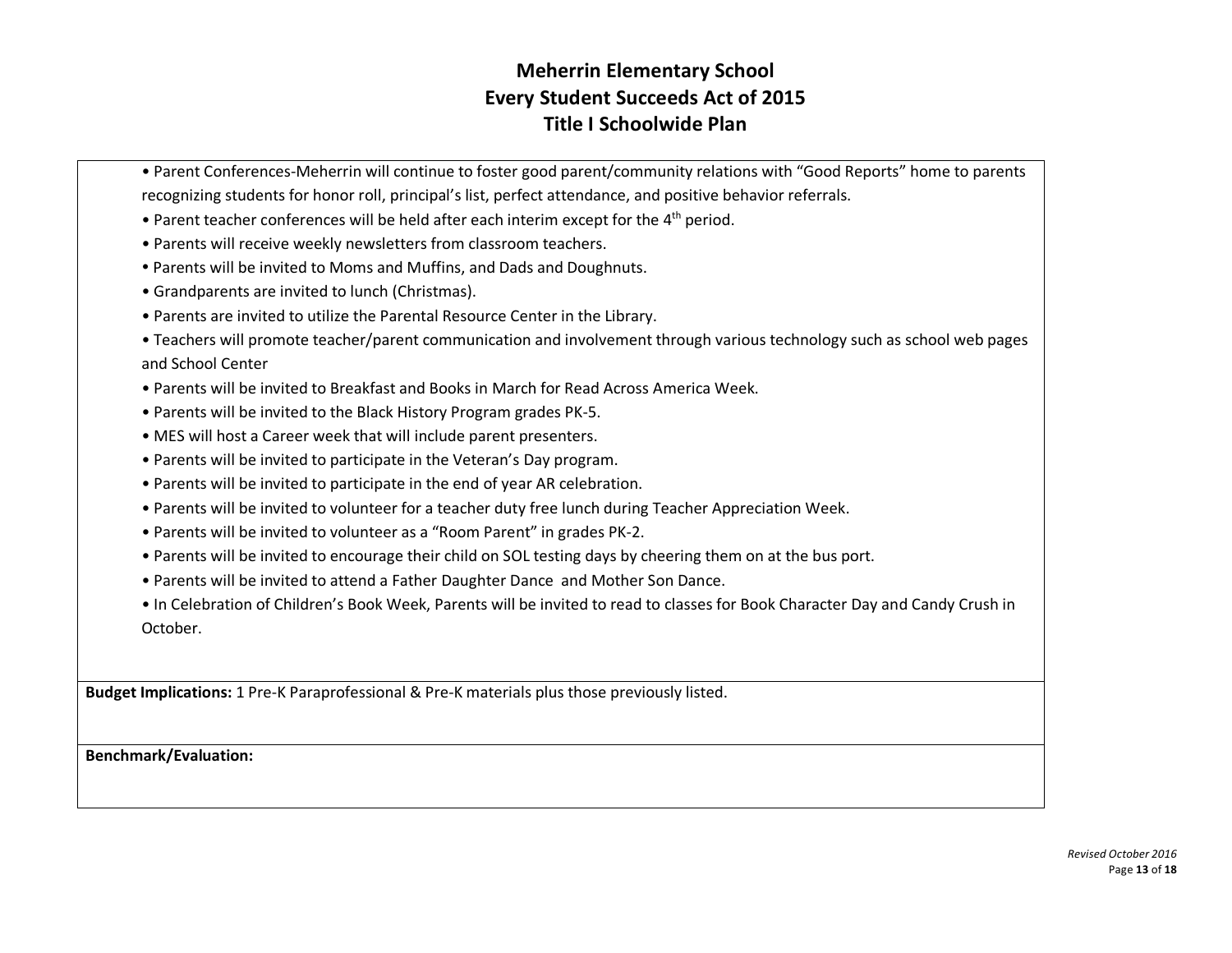# Meherrin Elementary School
# Every Student Succeeds Act of 2015
# Title I Schoolwide Plan

- Parent Conferences-Meherrin will continue to foster good parent/community relations with “Good Reports” home to parents recognizing students for honor roll, principal’s list, perfect attendance, and positive behavior referrals.
- Parent teacher conferences will be held after each interim except for the 4th period.
- Parents will receive weekly newsletters from classroom teachers.
- Parents will be invited to Moms and Muffins, and Dads and Doughnuts.
- Grandparents are invited to lunch (Christmas).
- Parents are invited to utilize the Parental Resource Center in the Library.
- Teachers will promote teacher/parent communication and involvement through various technology such as school web pages and School Center
- Parents will be invited to Breakfast and Books in March for Read Across America Week.
- Parents will be invited to the Black History Program grades PK-5.
- MES will host a Career week that will include parent presenters.
- Parents will be invited to participate in the Veteran’s Day program.
- Parents will be invited to participate in the end of year AR celebration.
- Parents will be invited to volunteer for a teacher duty free lunch during Teacher Appreciation Week.
- Parents will be invited to volunteer as a “Room Parent” in grades PK-2.
- Parents will be invited to encourage their child on SOL testing days by cheering them on at the bus port.
- Parents will be invited to attend a Father Daughter Dance and Mother Son Dance.
- In Celebration of Children’s Book Week, Parents will be invited to read to classes for Book Character Day and Candy Crush in October.

**Budget Implications:** 1 Pre-K Paraprofessional & Pre-K materials plus those previously listed.

**Benchmark/Evaluation:**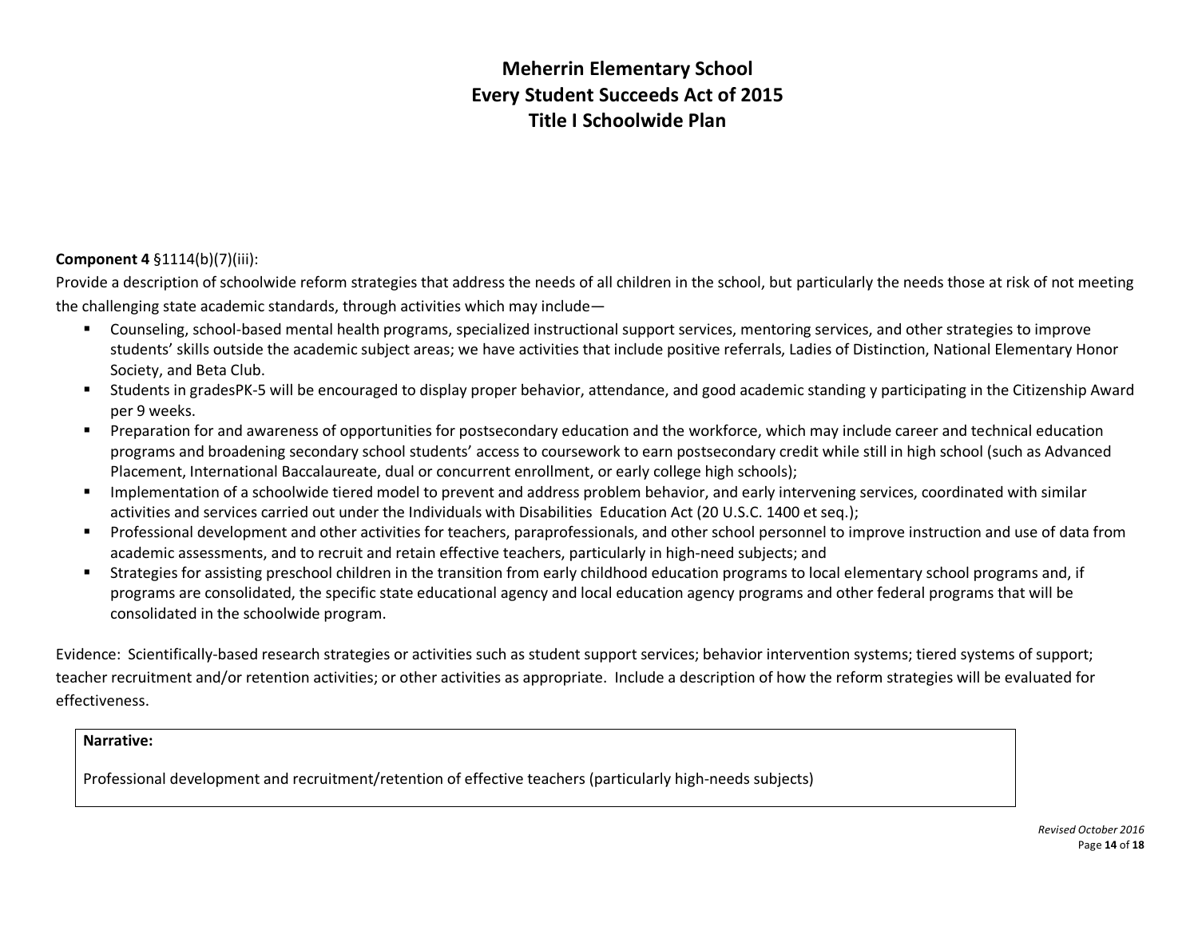# Meherrin Elementary School
# Every Student Succeeds Act of 2015
# Title I Schoolwide Plan

**Component 4** §1114(b)(7)(iii):

Provide a description of schoolwide reform strategies that address the needs of all children in the school, but particularly the needs those at risk of not meeting the challenging state academic standards, through activities which may include—

- Counseling, school-based mental health programs, specialized instructional support services, mentoring services, and other strategies to improve students' skills outside the academic subject areas; we have activities that include positive referrals, Ladies of Distinction, National Elementary Honor Society, and Beta Club.
- Students in gradesPK-5 will be encouraged to display proper behavior, attendance, and good academic standing y participating in the Citizenship Award per 9 weeks.
- Preparation for and awareness of opportunities for postsecondary education and the workforce, which may include career and technical education programs and broadening secondary school students' access to coursework to earn postsecondary credit while still in high school (such as Advanced Placement, International Baccalaureate, dual or concurrent enrollment, or early college high schools);
- Implementation of a schoolwide tiered model to prevent and address problem behavior, and early intervening services, coordinated with similar activities and services carried out under the Individuals with Disabilities Education Act (20 U.S.C. 1400 et seq.);
- Professional development and other activities for teachers, paraprofessionals, and other school personnel to improve instruction and use of data from academic assessments, and to recruit and retain effective teachers, particularly in high-need subjects; and
- Strategies for assisting preschool children in the transition from early childhood education programs to local elementary school programs and, if programs are consolidated, the specific state educational agency and local education agency programs and other federal programs that will be consolidated in the schoolwide program.

Evidence: Scientifically-based research strategies or activities such as student support services; behavior intervention systems; tiered systems of support; teacher recruitment and/or retention activities; or other activities as appropriate. Include a description of how the reform strategies will be evaluated for effectiveness.

**Narrative:**

Professional development and recruitment/retention of effective teachers (particularly high-needs subjects)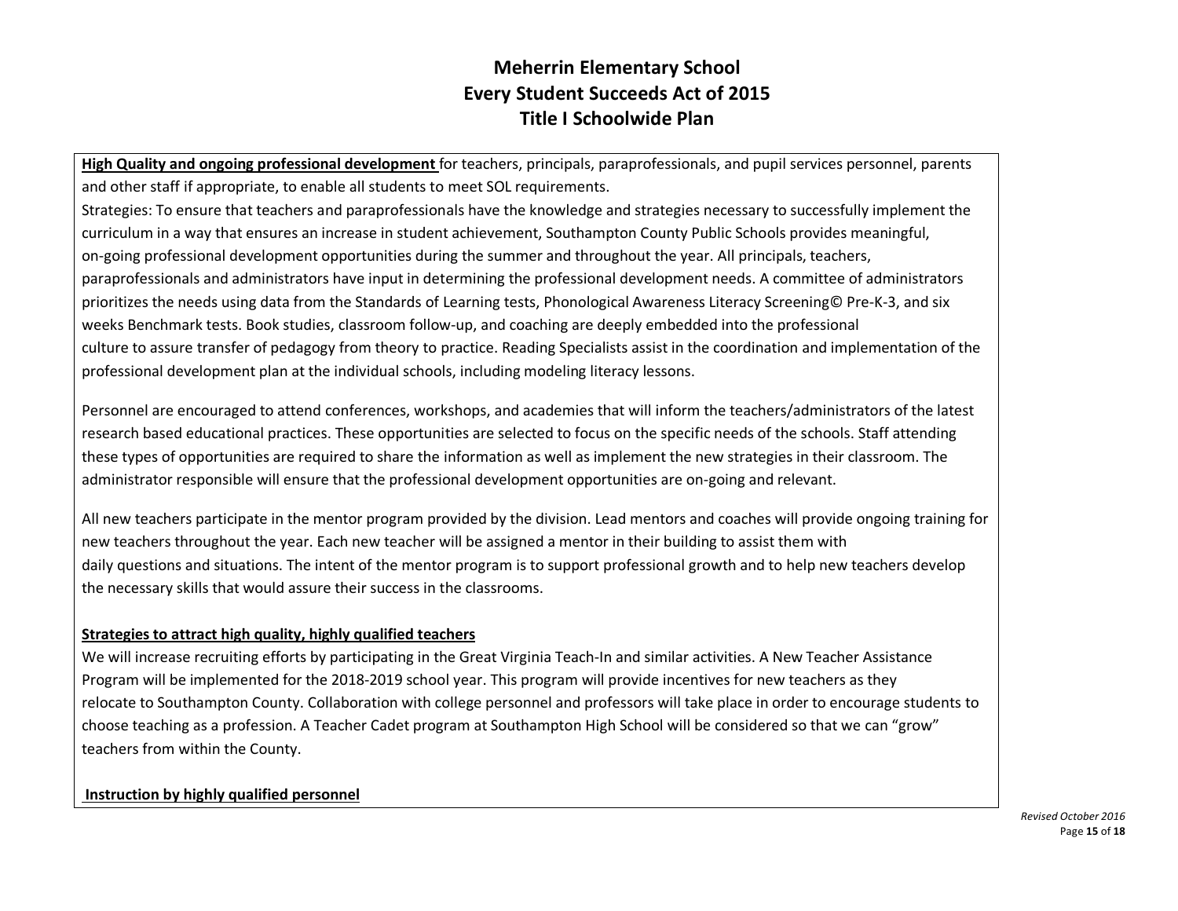# Meherrin Elementary School
# Every Student Succeeds Act of 2015
# Title I Schoolwide Plan

**High Quality and ongoing professional development** for teachers, principals, paraprofessionals, and pupil services personnel, parents and other staff if appropriate, to enable all students to meet SOL requirements.
Strategies: To ensure that teachers and paraprofessionals have the knowledge and strategies necessary to successfully implement the curriculum in a way that ensures an increase in student achievement, Southampton County Public Schools provides meaningful, on-going professional development opportunities during the summer and throughout the year. All principals, teachers, paraprofessionals and administrators have input in determining the professional development needs. A committee of administrators prioritizes the needs using data from the Standards of Learning tests, Phonological Awareness Literacy Screening© Pre-K-3, and six weeks Benchmark tests. Book studies, classroom follow-up, and coaching are deeply embedded into the professional culture to assure transfer of pedagogy from theory to practice. Reading Specialists assist in the coordination and implementation of the professional development plan at the individual schools, including modeling literacy lessons.

Personnel are encouraged to attend conferences, workshops, and academies that will inform the teachers/administrators of the latest research based educational practices. These opportunities are selected to focus on the specific needs of the schools. Staff attending these types of opportunities are required to share the information as well as implement the new strategies in their classroom. The administrator responsible will ensure that the professional development opportunities are on-going and relevant.

All new teachers participate in the mentor program provided by the division. Lead mentors and coaches will provide ongoing training for new teachers throughout the year. Each new teacher will be assigned a mentor in their building to assist them with daily questions and situations. The intent of the mentor program is to support professional growth and to help new teachers develop the necessary skills that would assure their success in the classrooms.

**Strategies to attract high quality, highly qualified teachers**

We will increase recruiting efforts by participating in the Great Virginia Teach-In and similar activities. A New Teacher Assistance Program will be implemented for the 2018-2019 school year. This program will provide incentives for new teachers as they relocate to Southampton County. Collaboration with college personnel and professors will take place in order to encourage students to choose teaching as a profession. A Teacher Cadet program at Southampton High School will be considered so that we can "grow" teachers from within the County.

**Instruction by highly qualified personnel**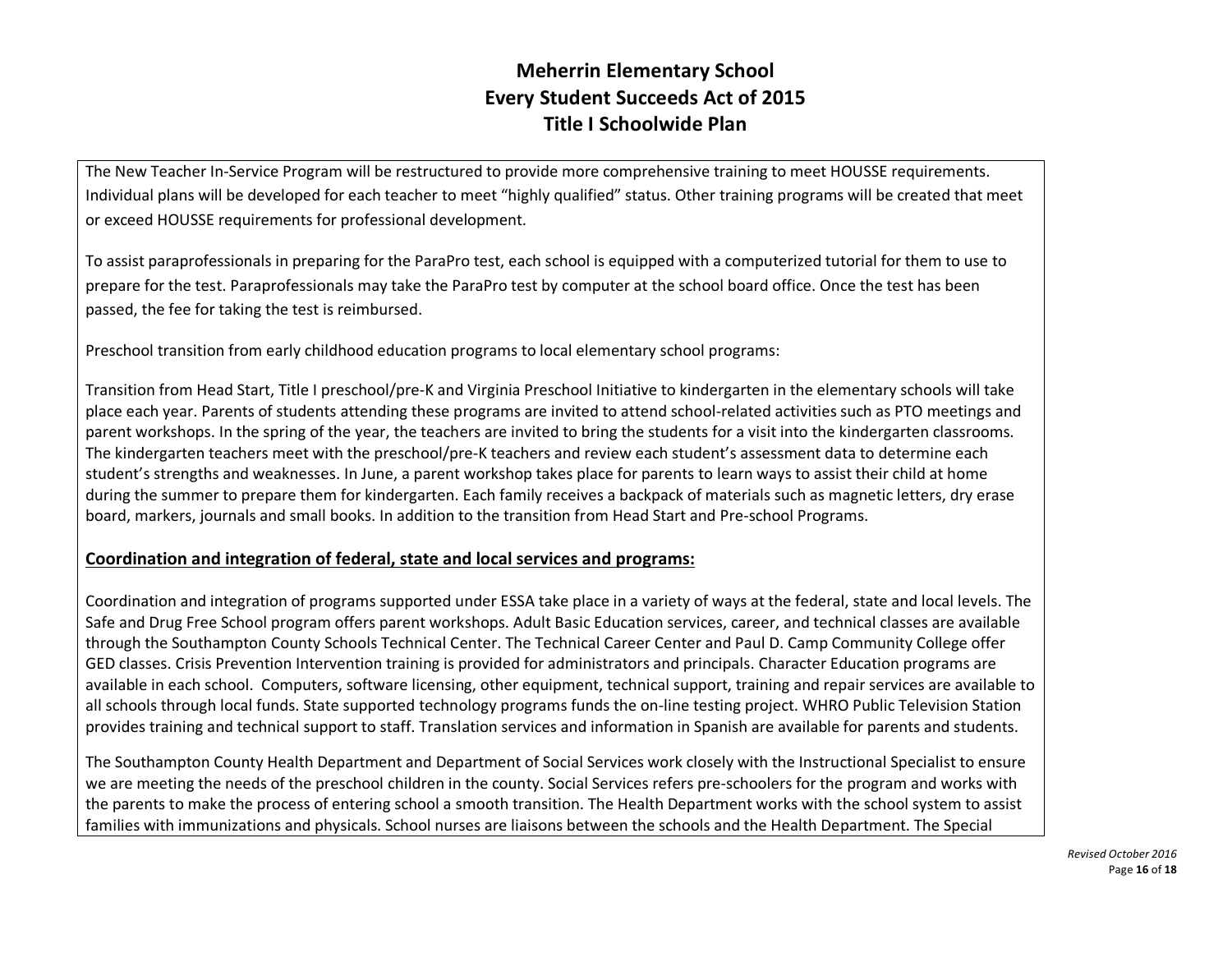The New Teacher In-Service Program will be restructured to provide more comprehensive training to meet HOUSSE requirements. Individual plans will be developed for each teacher to meet "highly qualified" status. Other training programs will be created that meet or exceed HOUSSE requirements for professional development.

To assist paraprofessionals in preparing for the ParaPro test, each school is equipped with a computerized tutorial for them to use to prepare for the test. Paraprofessionals may take the ParaPro test by computer at the school board office. Once the test has been passed, the fee for taking the test is reimbursed.

Preschool transition from early childhood education programs to local elementary school programs:

Transition from Head Start, Title I preschool/pre-K and Virginia Preschool Initiative to kindergarten in the elementary schools will take place each year. Parents of students attending these programs are invited to attend school-related activities such as PTO meetings and parent workshops. In the spring of the year, the teachers are invited to bring the students for a visit into the kindergarten classrooms. The kindergarten teachers meet with the preschool/pre-K teachers and review each student's assessment data to determine each student's strengths and weaknesses. In June, a parent workshop takes place for parents to learn ways to assist their child at home during the summer to prepare them for kindergarten. Each family receives a backpack of materials such as magnetic letters, dry erase board, markers, journals and small books. In addition to the transition from Head Start and Pre-school Programs.

**Coordination and integration of federal, state and local services and programs:**

Coordination and integration of programs supported under ESSA take place in a variety of ways at the federal, state and local levels. The Safe and Drug Free School program offers parent workshops. Adult Basic Education services, career, and technical classes are available through the Southampton County Schools Technical Center. The Technical Career Center and Paul D. Camp Community College offer GED classes. Crisis Prevention Intervention training is provided for administrators and principals. Character Education programs are available in each school. Computers, software licensing, other equipment, technical support, training and repair services are available to all schools through local funds. State supported technology programs funds the on-line testing project. WHRO Public Television Station provides training and technical support to staff. Translation services and information in Spanish are available for parents and students.

The Southampton County Health Department and Department of Social Services work closely with the Instructional Specialist to ensure we are meeting the needs of the preschool children in the county. Social Services refers pre-schoolers for the program and works with the parents to make the process of entering school a smooth transition. The Health Department works with the school system to assist families with immunizations and physicals. School nurses are liaisons between the schools and the Health Department. The Special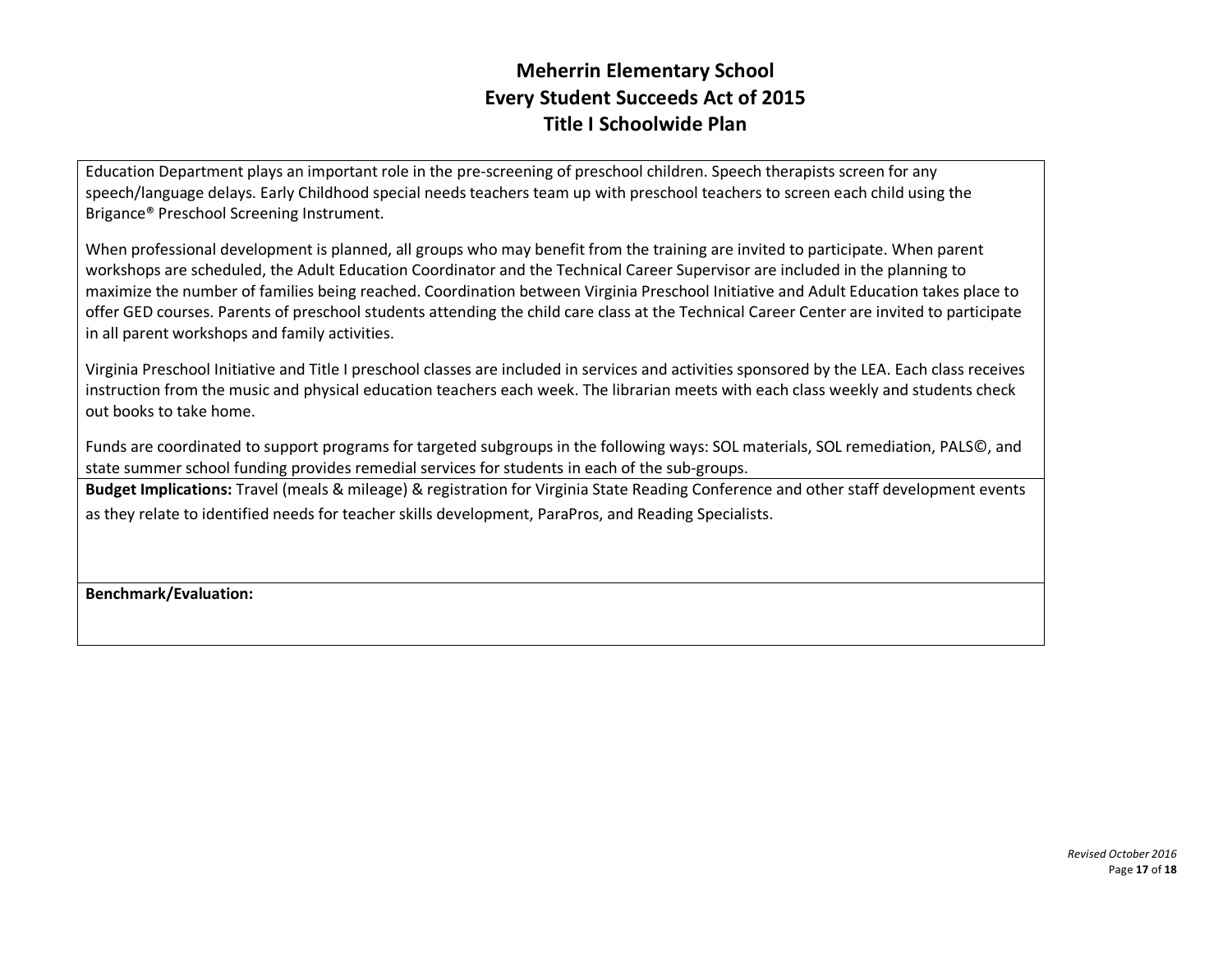Education Department plays an important role in the pre-screening of preschool children. Speech therapists screen for any speech/language delays. Early Childhood special needs teachers team up with preschool teachers to screen each child using the Brigance® Preschool Screening Instrument.

When professional development is planned, all groups who may benefit from the training are invited to participate. When parent workshops are scheduled, the Adult Education Coordinator and the Technical Career Supervisor are included in the planning to maximize the number of families being reached. Coordination between Virginia Preschool Initiative and Adult Education takes place to offer GED courses. Parents of preschool students attending the child care class at the Technical Career Center are invited to participate in all parent workshops and family activities.

Virginia Preschool Initiative and Title I preschool classes are included in services and activities sponsored by the LEA. Each class receives instruction from the music and physical education teachers each week. The librarian meets with each class weekly and students check out books to take home.

Funds are coordinated to support programs for targeted subgroups in the following ways: SOL materials, SOL remediation, PALS©, and state summer school funding provides remedial services for students in each of the sub-groups.

**Budget Implications:** Travel (meals & mileage) & registration for Virginia State Reading Conference and other staff development events as they relate to identified needs for teacher skills development, ParaPros, and Reading Specialists.

**Benchmark/Evaluation:**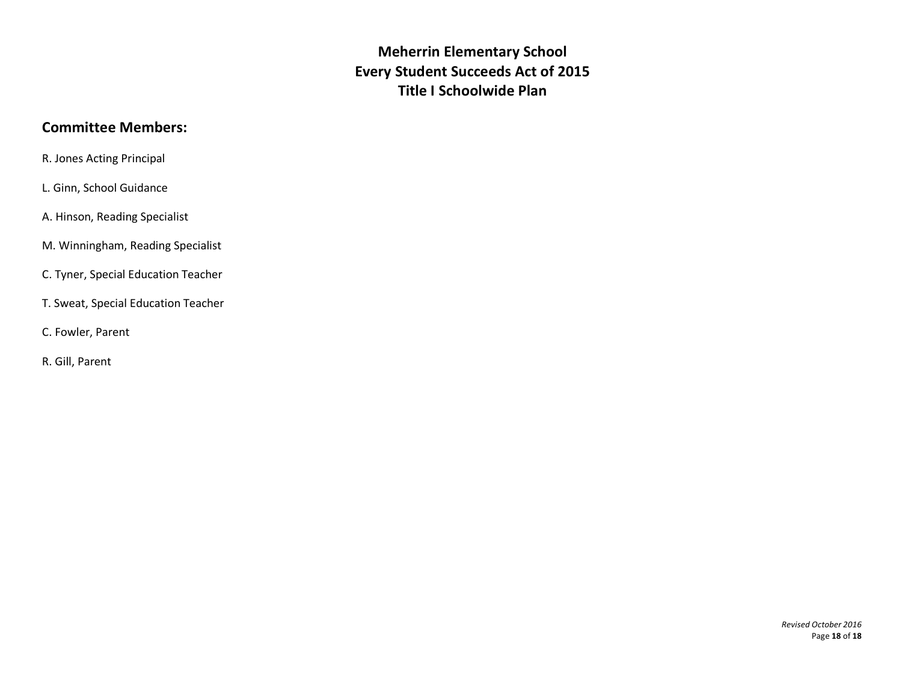# Meherrin Elementary School
# Every Student Succeeds Act of 2015
# Title I Schoolwide Plan

## Committee Members:

R. Jones Acting Principal

L. Ginn, School Guidance

A. Hinson, Reading Specialist

M. Winningham, Reading Specialist

C. Tyner, Special Education Teacher

T. Sweat, Special Education Teacher

C. Fowler, Parent

R. Gill, Parent